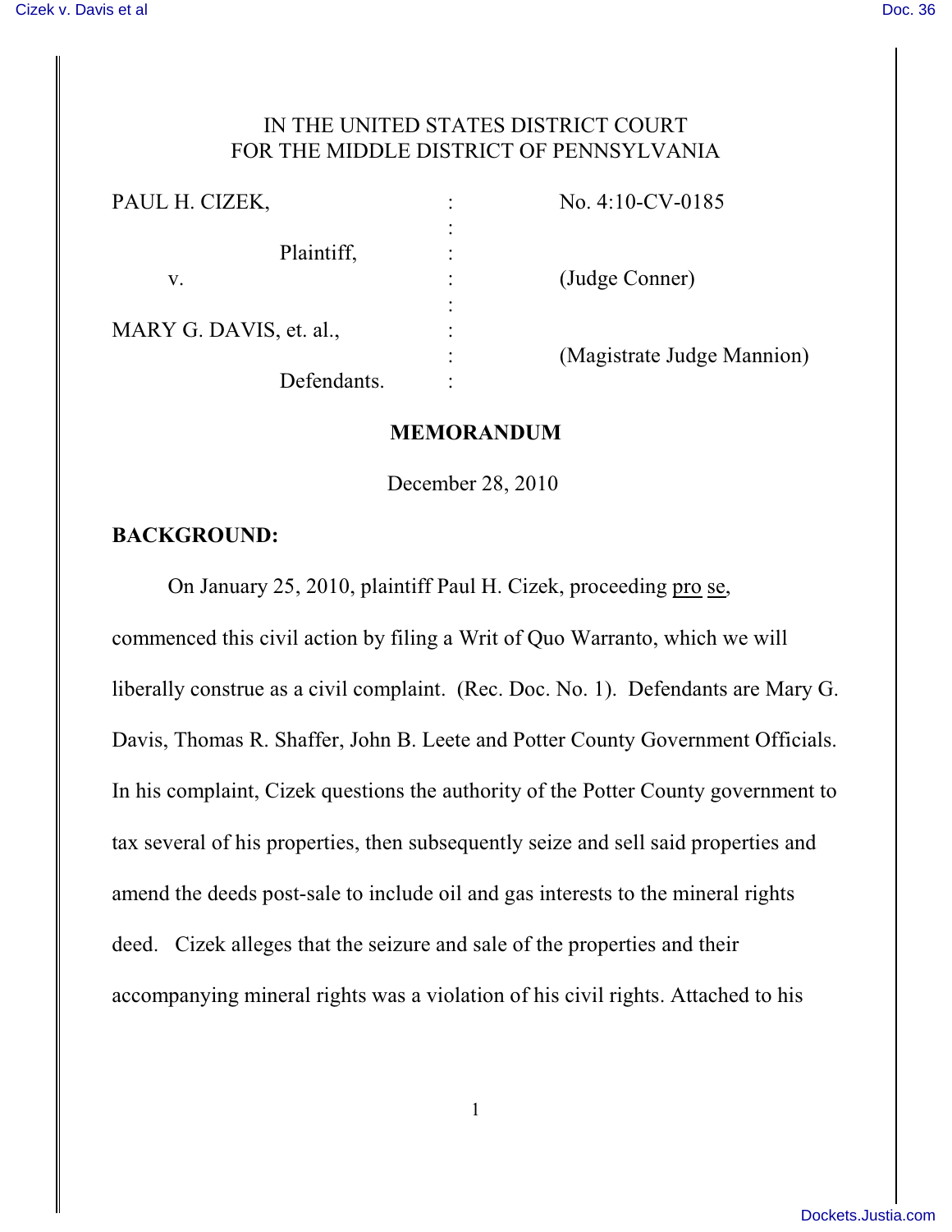IN THE UNITED STATES DISTRICT COURT
FOR THE MIDDLE DISTRICT OF PENNSYLVANIA

| | | |
|---|---|---|
| PAUL H. CIZEK, | : | No. 4:10-CV-0185 |
| Plaintiff, | : | |
| v. | : | (Judge Conner) |
| MARY G. DAVIS, et. al., | : | |
| | : | (Magistrate Judge Mannion) |
| Defendants. | : | |

**MEMORANDUM**

December 28, 2010

**BACKGROUND:**

On January 25, 2010, plaintiff Paul H. Cizek, proceeding pro se, commenced this civil action by filing a Writ of Quo Warranto, which we will liberally construe as a civil complaint. (Rec. Doc. No. 1). Defendants are Mary G. Davis, Thomas R. Shaffer, John B. Leete and Potter County Government Officials. In his complaint, Cizek questions the authority of the Potter County government to tax several of his properties, then subsequently seize and sell said properties and amend the deeds post-sale to include oil and gas interests to the mineral rights deed. Cizek alleges that the seizure and sale of the properties and their accompanying mineral rights was a violation of his civil rights. Attached to his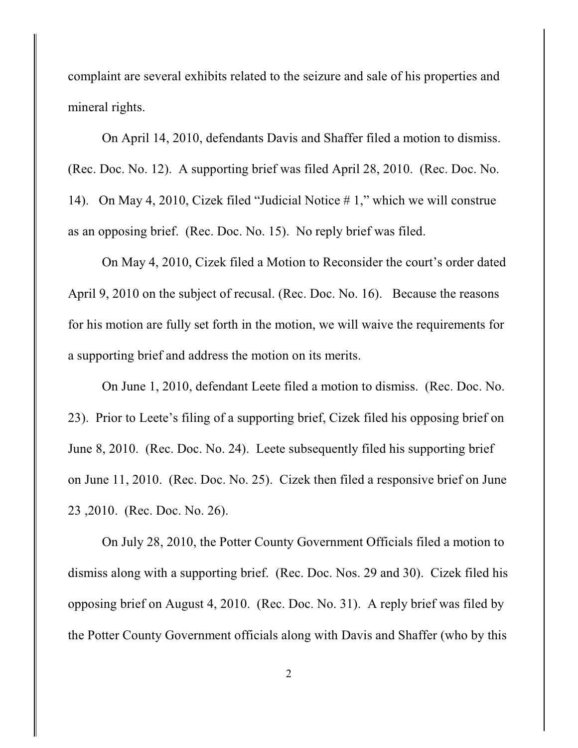complaint are several exhibits related to the seizure and sale of his properties and mineral rights.

On April 14, 2010, defendants Davis and Shaffer filed a motion to dismiss. (Rec. Doc. No. 12). A supporting brief was filed April 28, 2010. (Rec. Doc. No. 14). On May 4, 2010, Cizek filed "Judicial Notice # 1," which we will construe as an opposing brief. (Rec. Doc. No. 15). No reply brief was filed.

On May 4, 2010, Cizek filed a Motion to Reconsider the court's order dated April 9, 2010 on the subject of recusal. (Rec. Doc. No. 16). Because the reasons for his motion are fully set forth in the motion, we will waive the requirements for a supporting brief and address the motion on its merits.

On June 1, 2010, defendant Leete filed a motion to dismiss. (Rec. Doc. No. 23). Prior to Leete's filing of a supporting brief, Cizek filed his opposing brief on June 8, 2010. (Rec. Doc. No. 24). Leete subsequently filed his supporting brief on June 11, 2010. (Rec. Doc. No. 25). Cizek then filed a responsive brief on June 23 ,2010. (Rec. Doc. No. 26).

On July 28, 2010, the Potter County Government Officials filed a motion to dismiss along with a supporting brief. (Rec. Doc. Nos. 29 and 30). Cizek filed his opposing brief on August 4, 2010. (Rec. Doc. No. 31). A reply brief was filed by the Potter County Government officials along with Davis and Shaffer (who by this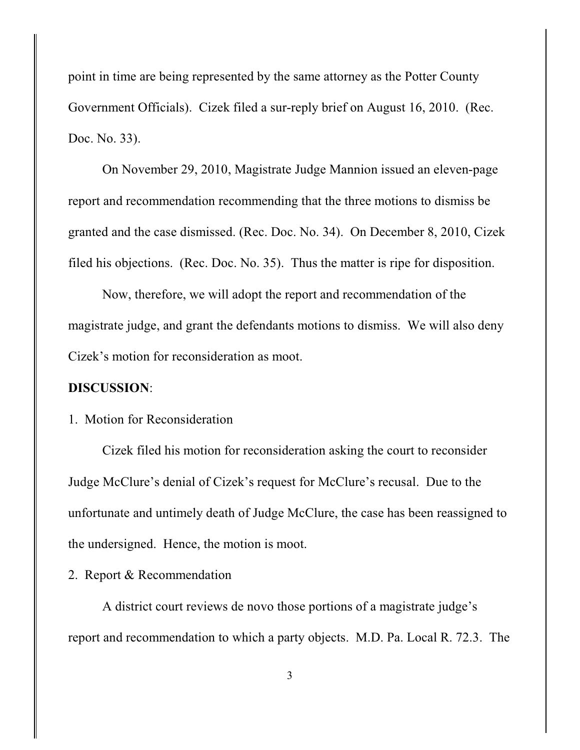point in time are being represented by the same attorney as the Potter County Government Officials). Cizek filed a sur-reply brief on August 16, 2010. (Rec. Doc. No. 33).

On November 29, 2010, Magistrate Judge Mannion issued an eleven-page report and recommendation recommending that the three motions to dismiss be granted and the case dismissed. (Rec. Doc. No. 34). On December 8, 2010, Cizek filed his objections. (Rec. Doc. No. 35). Thus the matter is ripe for disposition.

Now, therefore, we will adopt the report and recommendation of the magistrate judge, and grant the defendants motions to dismiss. We will also deny Cizek's motion for reconsideration as moot.

**DISCUSSION**:

1. Motion for Reconsideration

Cizek filed his motion for reconsideration asking the court to reconsider Judge McClure's denial of Cizek's request for McClure's recusal. Due to the unfortunate and untimely death of Judge McClure, the case has been reassigned to the undersigned. Hence, the motion is moot.

2. Report & Recommendation

A district court reviews de novo those portions of a magistrate judge's report and recommendation to which a party objects. M.D. Pa. Local R. 72.3. The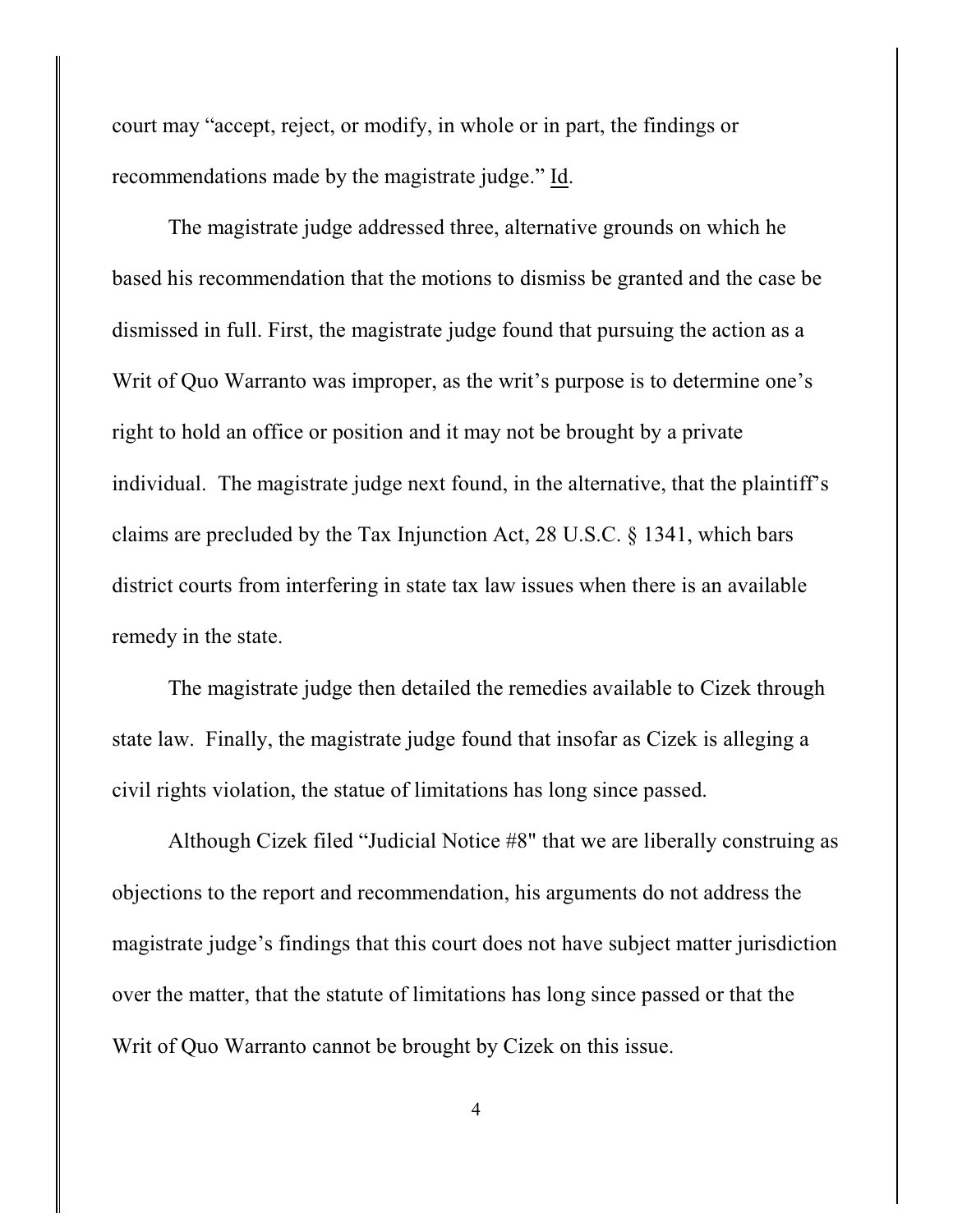court may "accept, reject, or modify, in whole or in part, the findings or recommendations made by the magistrate judge." Id.

The magistrate judge addressed three, alternative grounds on which he based his recommendation that the motions to dismiss be granted and the case be dismissed in full. First, the magistrate judge found that pursuing the action as a Writ of Quo Warranto was improper, as the writ's purpose is to determine one's right to hold an office or position and it may not be brought by a private individual. The magistrate judge next found, in the alternative, that the plaintiff's claims are precluded by the Tax Injunction Act, 28 U.S.C. § 1341, which bars district courts from interfering in state tax law issues when there is an available remedy in the state.

The magistrate judge then detailed the remedies available to Cizek through state law. Finally, the magistrate judge found that insofar as Cizek is alleging a civil rights violation, the statue of limitations has long since passed.

Although Cizek filed "Judicial Notice #8" that we are liberally construing as objections to the report and recommendation, his arguments do not address the magistrate judge's findings that this court does not have subject matter jurisdiction over the matter, that the statute of limitations has long since passed or that the Writ of Quo Warranto cannot be brought by Cizek on this issue.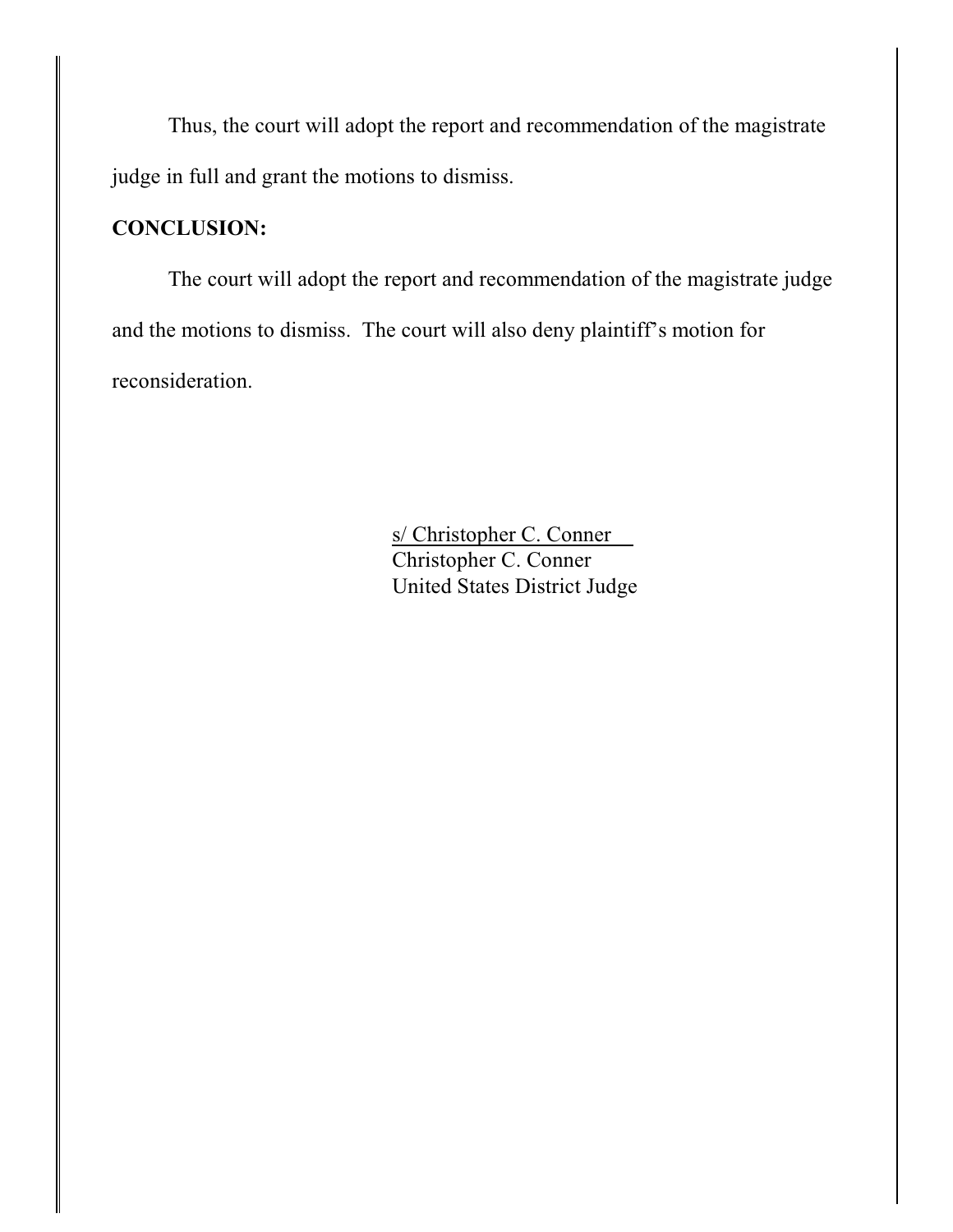Thus, the court will adopt the report and recommendation of the magistrate judge in full and grant the motions to dismiss.

**CONCLUSION:**

The court will adopt the report and recommendation of the magistrate judge and the motions to dismiss. The court will also deny plaintiff's motion for reconsideration.

s/ Christopher C. Conner
Christopher C. Conner
United States District Judge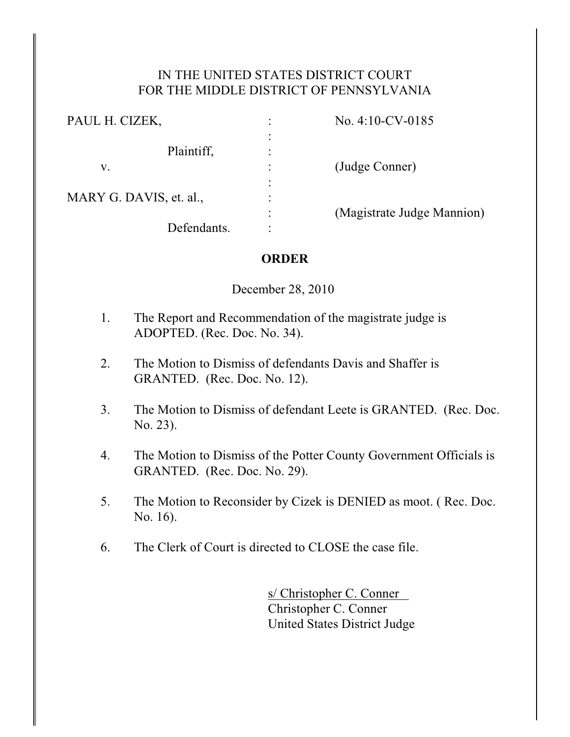IN THE UNITED STATES DISTRICT COURT
FOR THE MIDDLE DISTRICT OF PENNSYLVANIA

| | | |
|---|---|---|
| PAUL H. CIZEK, | : | No. 4:10-CV-0185 |
| | : | |
| Plaintiff, | : | |
| v. | : | (Judge Conner) |
| | : | |
| MARY G. DAVIS, et. al., | : | |
| | : | (Magistrate Judge Mannion) |
| Defendants. | : | |

**ORDER**

December 28, 2010

1. The Report and Recommendation of the magistrate judge is ADOPTED. (Rec. Doc. No. 34).

2. The Motion to Dismiss of defendants Davis and Shaffer is GRANTED. (Rec. Doc. No. 12).

3. The Motion to Dismiss of defendant Leete is GRANTED. (Rec. Doc. No. 23).

4. The Motion to Dismiss of the Potter County Government Officials is GRANTED. (Rec. Doc. No. 29).

5. The Motion to Reconsider by Cizek is DENIED as moot. ( Rec. Doc. No. 16).

6. The Clerk of Court is directed to CLOSE the case file.

s/ Christopher C. Conner
Christopher C. Conner
United States District Judge